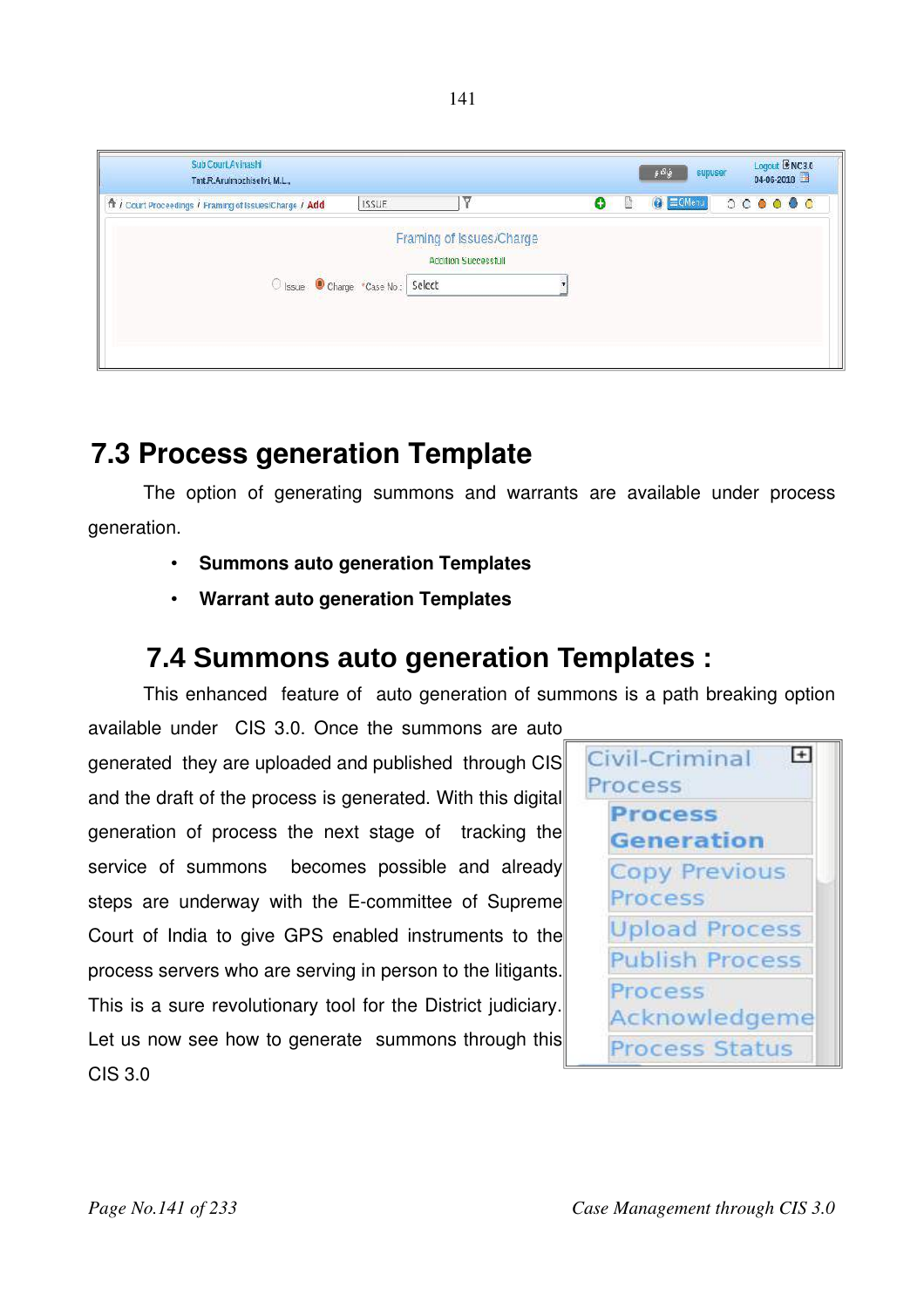## 7.3 Process generation Template

The option of generating summons and warrants are available under process generation.

- **Summons auto generation Templates**
- **Warrant auto generation Templates**

## 7.4 Summons auto generation Templates :

This enhanced feature of auto generation of summons is a path breaking option available under CIS 3.0. Once the summons are auto generated they are uploaded and published through CIS and the draft of the process is generated. With this digital generation of process the next stage of tracking the service of summons becomes possible and already steps are underway with the E-committee of Supreme Court of India to give GPS enabled instruments to the process servers who are serving in person to the litigants. This is a sure revolutionary tool for the District judiciary. Let us now see how to generate summons through this CIS 3.0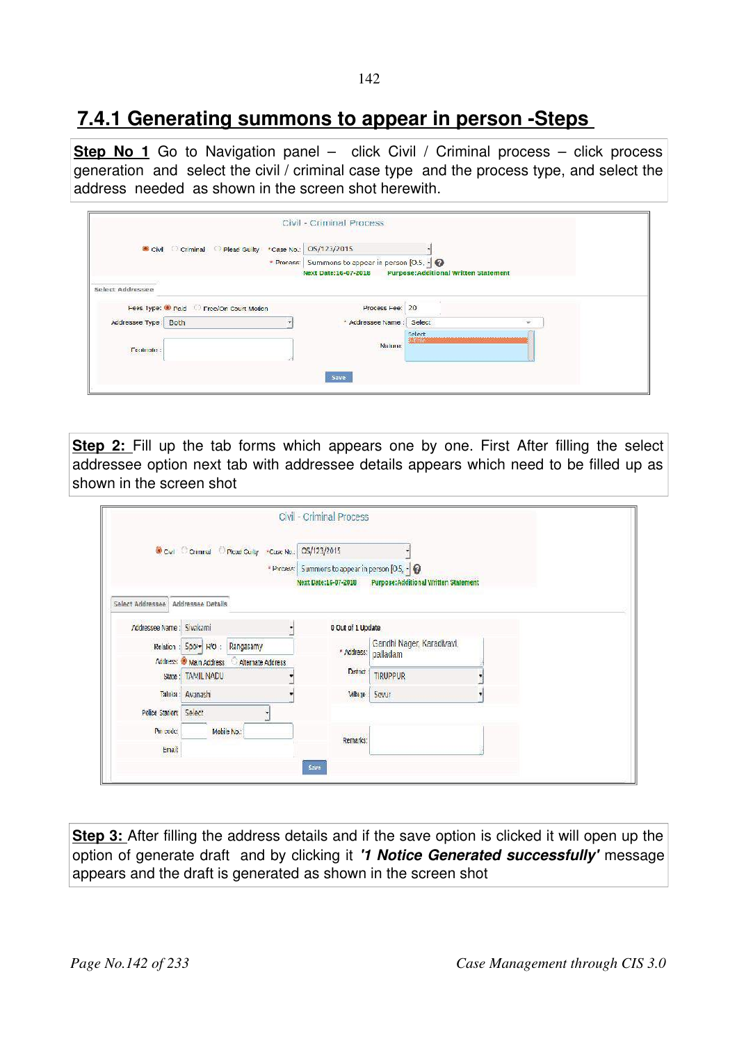## 7.4.1 Generating summons to appear in person -Steps

**Step No 1** Go to Navigation panel – click Civil / Criminal process – click process generation and select the civil / criminal case type and the process type, and select the address needed as shown in the screen shot herewith.

**Step 2:** Fill up the tab forms which appears one by one. First After filling the select addressee option next tab with addressee details appears which need to be filled up as shown in the screen shot

**Step 3:** After filling the address details and if the save option is clicked it will open up the option of generate draft and by clicking it ***'1 Notice Generated successfully'*** message appears and the draft is generated as shown in the screen shot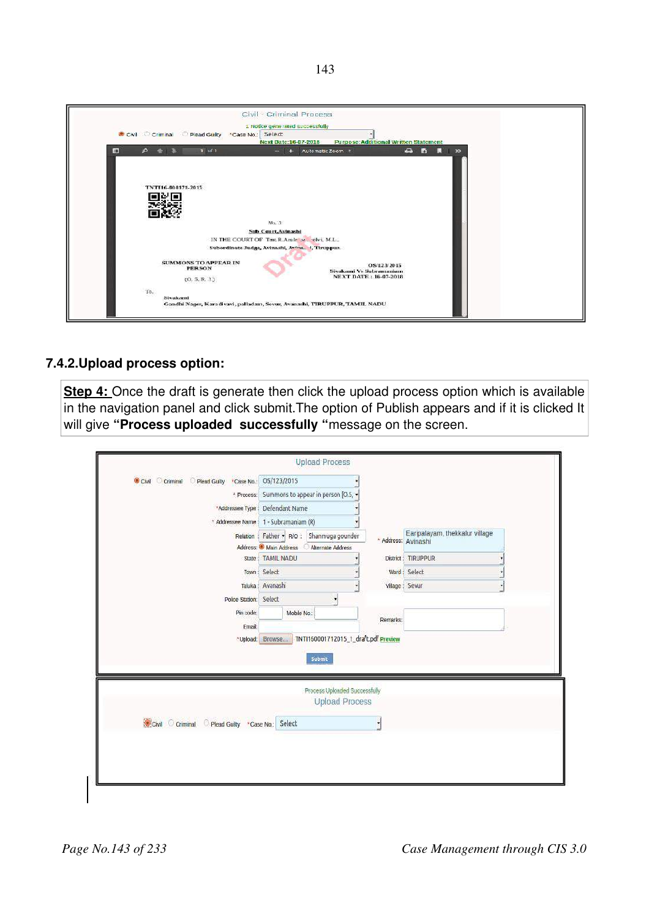## 7.4.2.Upload process option:

**Step 4:** Once the draft is generate then click the upload process option which is available in the navigation panel and click submit.The option of Publish appears and if it is clicked It will give **"Process uploaded successfully "**message on the screen.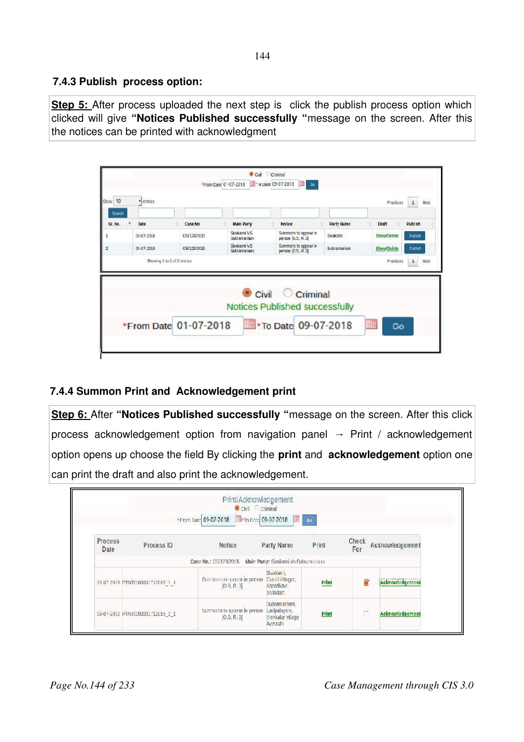### 7.4.3 Publish process option:

**Step 5:** After process uploaded the next step is click the publish process option which clicked will give **"Notices Published successfully "**message on the screen. After this the notices can be printed with acknowledgment

Civil Criminal

*From Date 01-07-2018 *To Date 09-07-2018 Go

Show 10 entries

Previous 1 Next

Search

| Sr. No. | Date | Case No | Main Party | Notice | Party Name | Draft | Publish |
|---|---|---|---|---|---|---|---|
| 1 | 09-07-2018 | OS/123/2015 | Sivakami VS Subramaniam | Summons to appear in person [O.5, R.3] | Sivakami | Show/Delete | Publish |
| 2 | 09-07-2018 | OS/123/2015 | Sivakami VS Subramaniam | Summons to appear in person [O.5, R.3] | Subramaniam | Show/Delete | Publish |

Showing 1 to 2 of 2 entries

Previous 1 Next

Civil Criminal

Notices Published successfully

*From Date 01-07-2018 *To Date 09-07-2018 Go

### 7.4.4 Summon Print and Acknowledgement print

**Step 6:** After **"Notices Published successfully "**message on the screen. After this click process acknowledgement option from navigation panel → Print / acknowledgement option opens up choose the field By clicking the **print** and **acknowledgement** option one can print the draft and also print the acknowledgement.

Print/Acknowledgement

Civil Criminal

*From Date 09-07-2018 *To Date 09-07-2018 Go

| Process Date | Process ID | Notice | Party Name | Print | Check For | Acknowledgement |
|---|---|---|---|---|---|---|
| Case No.: OS/123/2015 Main Party: Sivakami Vs Subramaniam | | | | | | |
| 09-07-2018 | PTNTI160001712015_1_1 | Summons to appear in person [O.5, R.3] | Sivakami, Gandhi Nagar, Karadivavi, Palladam | Print | ☑ | Acknowledgement |
| 09-07-2018 | PTNTI160001712015_2_1 | Summons to appear in person [O.5, R.3] | Subramaniam, Laripalayam, Thekkalur village Avinash | Print | ☐ | Acknowledgement |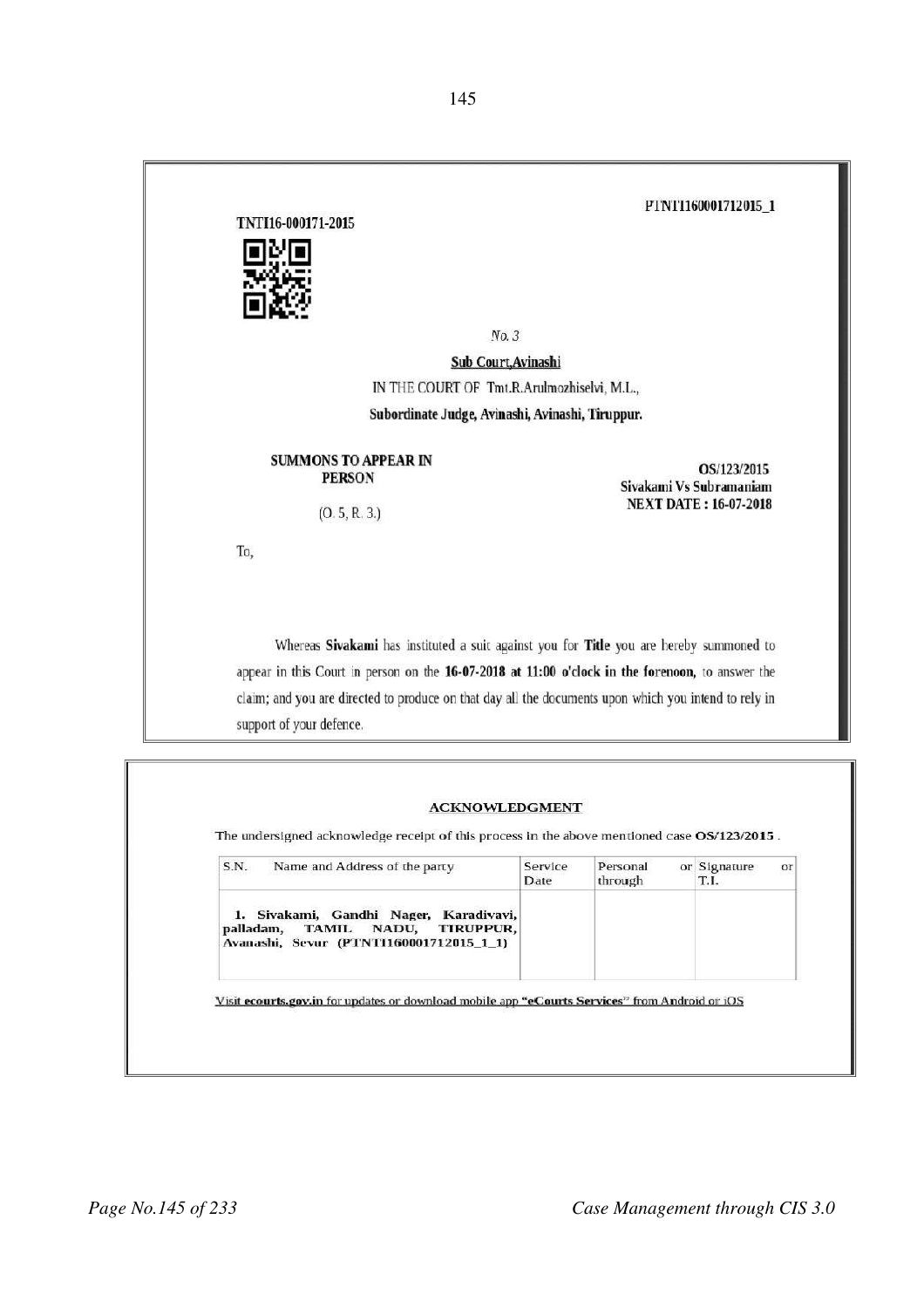TNTI16-000171-2015

PTNTI160001712015_1

*No. 3*

**Sub Court,Avinashi**

IN THE COURT OF Tmt.R.Arulmozhiselvi, M.L.,

**Subordinate Judge, Avinashi, Avinashi, Tiruppur.**

**SUMMONS TO APPEAR IN PERSON**

(O. 5, R. 3.)

**OS/123/2015**
**Sivakami Vs Subramaniam**
**NEXT DATE : 16-07-2018**

To,

Whereas **Sivakami** has instituted a suit against you for **Title** you are hereby summoned to appear in this Court in person on the **16-07-2018 at 11:00 o'clock in the forenoon,** to answer the claim; and you are directed to produce on that day all the documents upon which you intend to rely in support of your defence.

**ACKNOWLEDGMENT**

The undersigned acknowledge receipt of this process in the above mentioned case **OS/123/2015** .

| S.N. Name and Address of the party | Service Date | Personal or through | Signature or T.I. |
|---|---|---|---|
| **1. Sivakami, Gandhi Nager, Karadivavi, palladam, TAMIL NADU, TIRUPPUR, Avanashi, Sevur (PTNTI160001712015_1_1)** | | | |

Visit **ecourts.gov.in** for updates or download mobile app **"eCourts Services"** from Android or iOS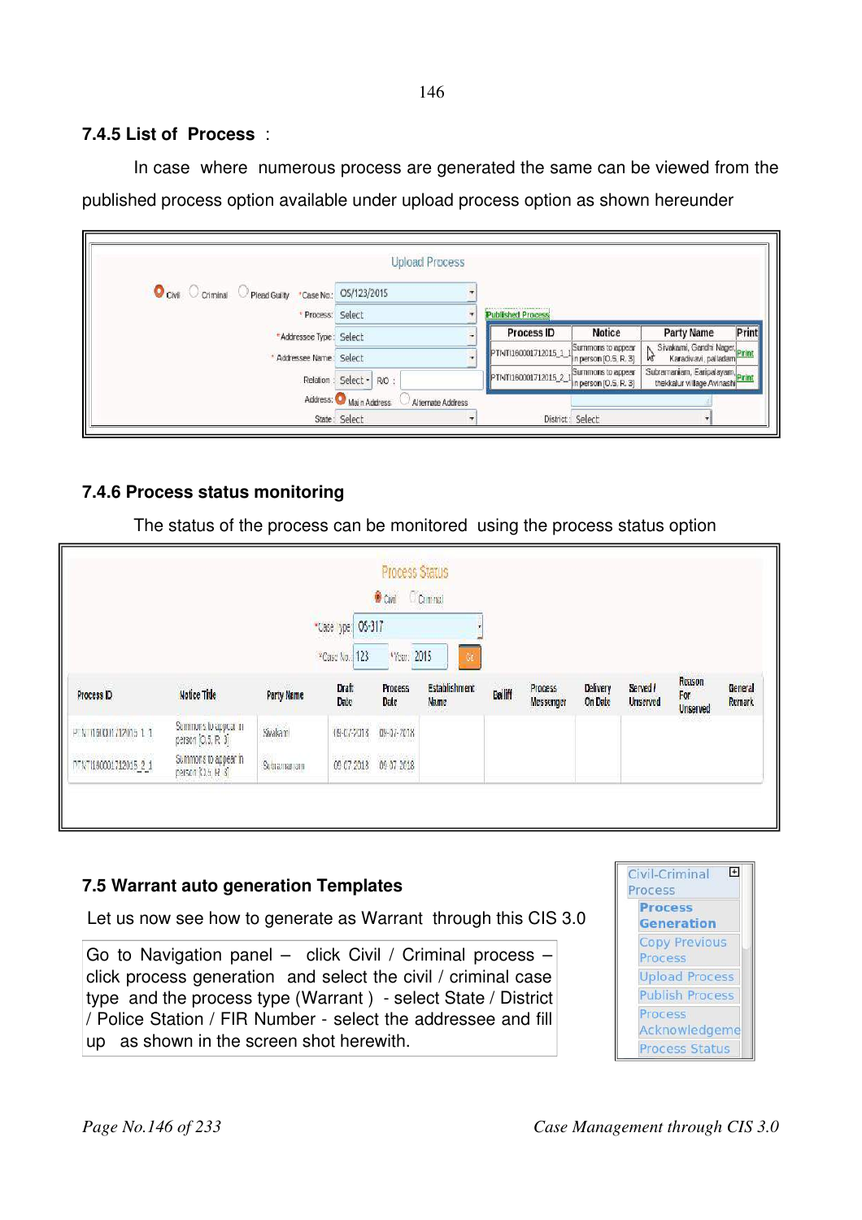### 7.4.5 List of Process :

In case where numerous process are generated the same can be viewed from the published process option available under upload process option as shown hereunder

Upload Process

Civil   Criminal   Plead Guilty   *Case No: OS/123/2015

* Process: Select

* Addressee Type: Select

* Addressee Name: Select

Relation: Select R/O :

Address: Main Address   Alternate Address

State: Select   District: Select

Published Process

| Process ID | Notice | Party Name | Print |
|---|---|---|---|
| PTNT0160001712015_1_1 | Summons to appear in person [O.S. R. 3] | Sivakami, Gandhi Nagar, Karadivavi, palladam | Print |
| PTNT0160001712015_2_1 | Summons to appear in person [O.S. R. 3] | Subramaniam, Earipalayam, thekkalur village Avinashi | Print |

### 7.4.6 Process status monitoring

The status of the process can be monitored using the process status option

Process Status

Civil   Criminal

*Case type: OS-317

*Case No.: 123   *Year: 2015   Go

| Process ID | Notice Title | Party Name | Draft Date | Process Date | Establishment Name | Bailiff | Process Messenger | Delivery On Date | Served / Unserved | Reason For Unserved | General Remark |
|---|---|---|---|---|---|---|---|---|---|---|---|
| PTNT0160001712015_1_1 | Summons to appear in person [O.S. R. 3] | Sivakami | 09-07-2018 | 09-07-2018 | | | | | | | |
| PTNT0160001712015_2_1 | Summons to appear in person [O.S. R. 3] | Subramaniam | 09-07-2018 | 09-07-2018 | | | | | | | |

### 7.5 Warrant auto generation Templates

Let us now see how to generate as Warrant through this CIS 3.0

Go to Navigation panel – click Civil / Criminal process – click process generation and select the civil / criminal case type and the process type (Warrant ) - select State / District / Police Station / FIR Number - select the addressee and fill up as shown in the screen shot herewith.

Civil-Criminal Process
- **Process Generation**
- Copy Previous Process
- Upload Process
- Publish Process
- Process Acknowledgement
- Process Status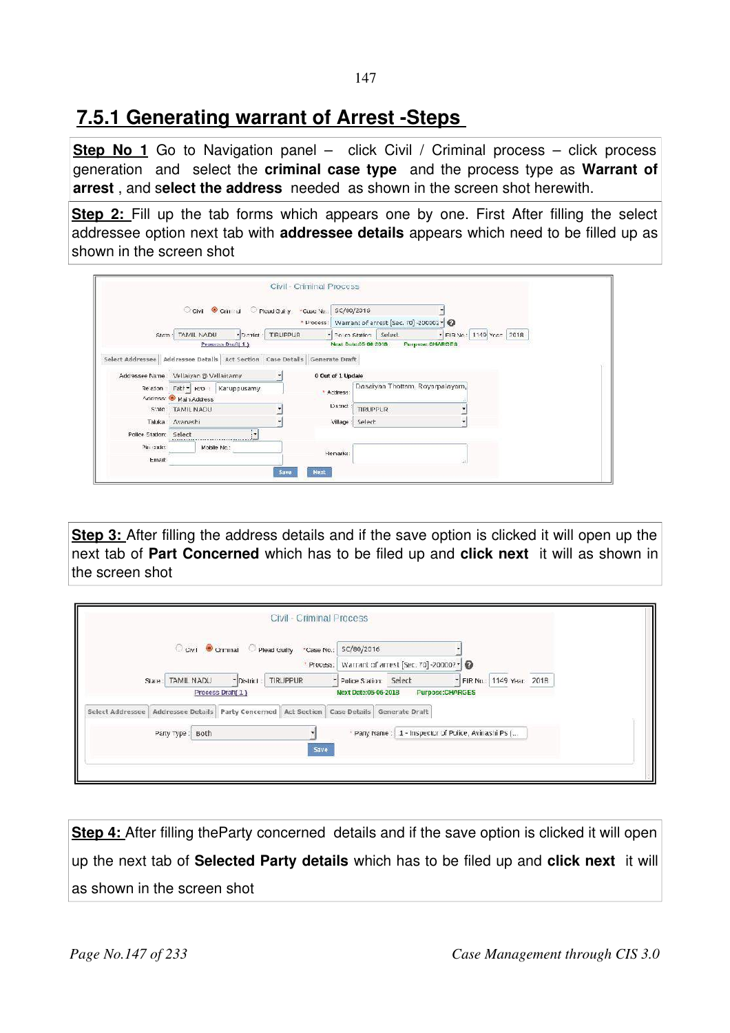## 7.5.1 Generating warrant of Arrest -Steps

**Step No 1** Go to Navigation panel – click Civil / Criminal process – click process generation and select the **criminal case type** and the process type as **Warrant of arrest** , and **select the address** needed as shown in the screen shot herewith.

**Step 2:** Fill up the tab forms which appears one by one. First After filling the select addressee option next tab with **addressee details** appears which need to be filled up as shown in the screen shot

**Step 3:** After filling the address details and if the save option is clicked it will open up the next tab of **Part Concerned** which has to be filed up and **click next** it will as shown in the screen shot

**Step 4:** After filling theParty concerned details and if the save option is clicked it will open up the next tab of **Selected Party details** which has to be filed up and **click next** it will as shown in the screen shot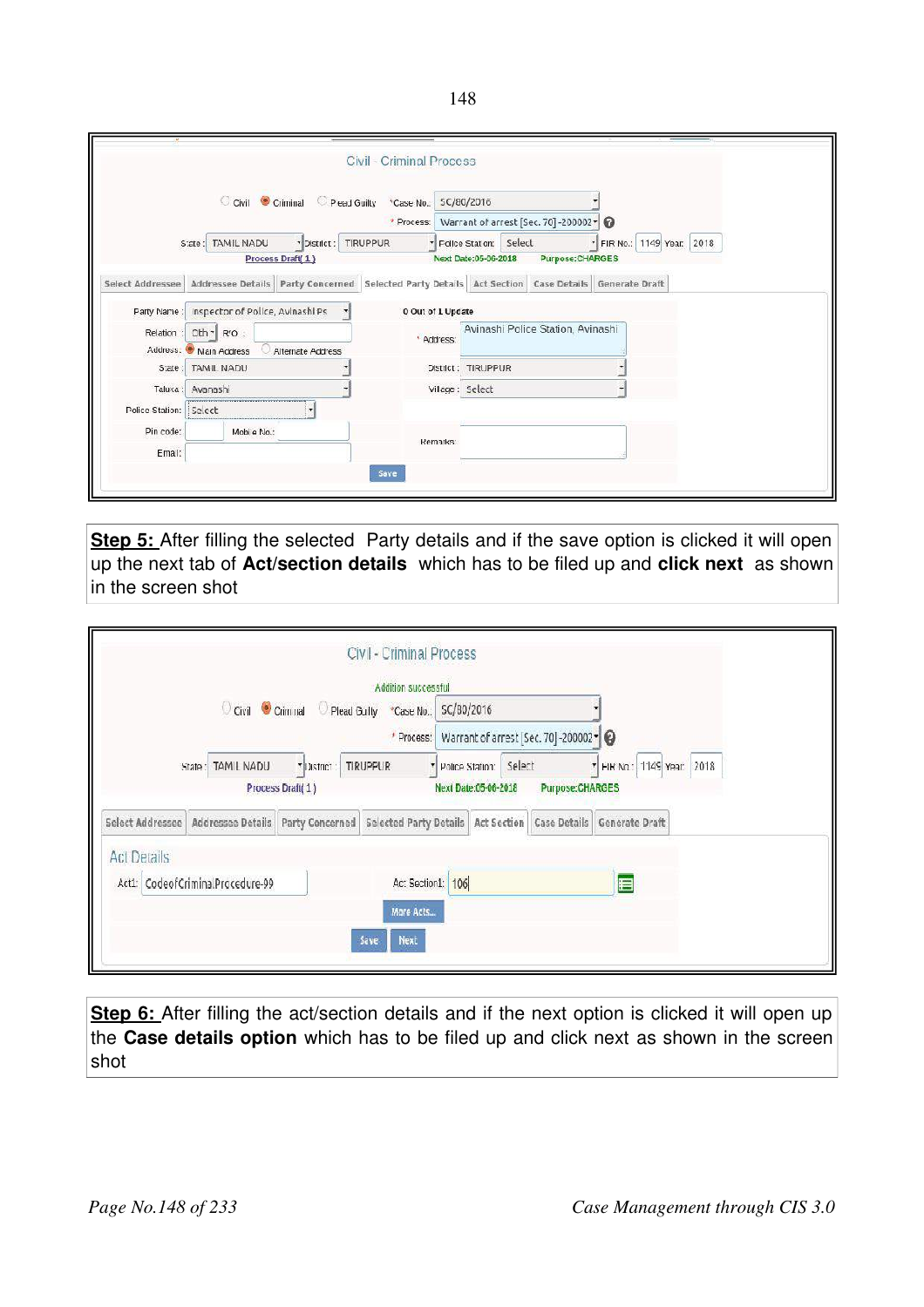**Step 5:** After filling the selected Party details and if the save option is clicked it will open up the next tab of **Act/section details** which has to be filed up and **click next** as shown in the screen shot

**Step 6:** After filling the act/section details and if the next option is clicked it will open up the **Case details option** which has to be filed up and click next as shown in the screen shot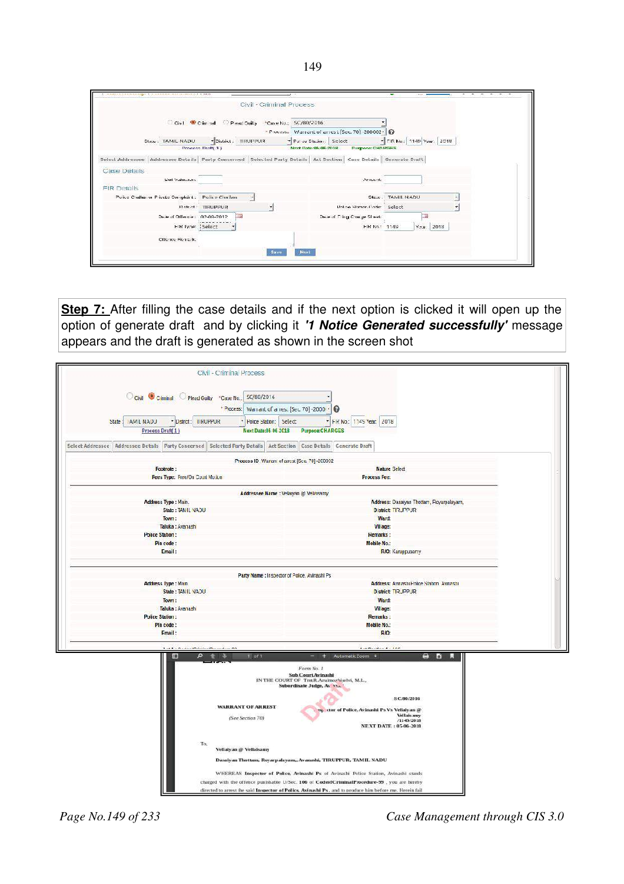**Step 7:** After filling the case details and if the next option is clicked it will open up the option of generate draft and by clicking it ***'1 Notice Generated successfully'*** message appears and the draft is generated as shown in the screen shot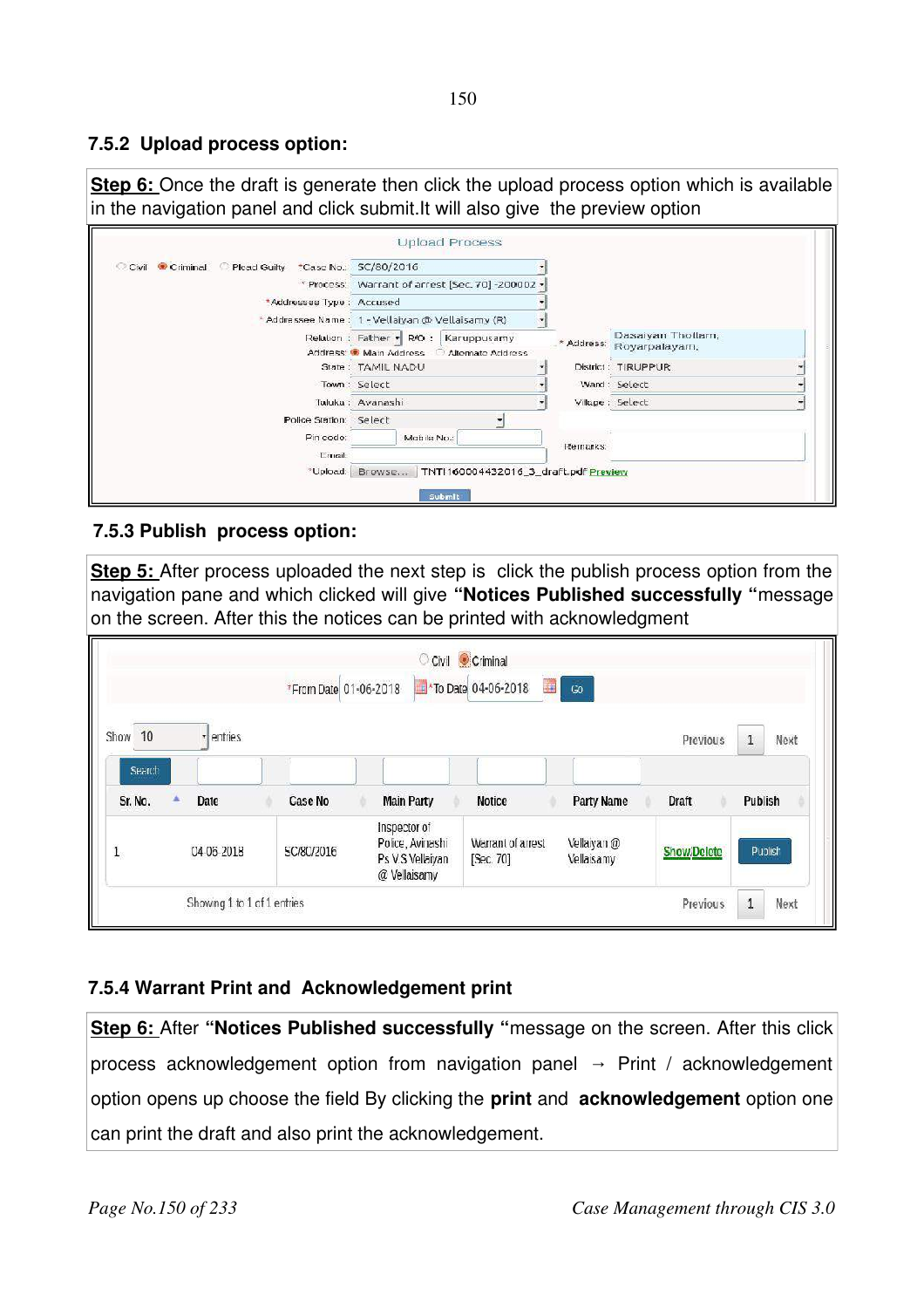### 7.5.2 Upload process option:

**Step 6:** Once the draft is generate then click the upload process option which is available in the navigation panel and click submit.It will also give the preview option

Upload Process

○ Civil ● Criminal ○ Plead Guilty *Case No.: SC/80/2016

\* Process: Warrant of arrest [Sec. 70] -200002

\*Addressee Type: Accused

\* Addressee Name: 1 - Vellaiyan @ Vellaisamy (R)

Relation: Father R/O: Karuppusamy \* Address: Dasaiyan Thottam, Royarpalayam,

Address: ● Main Address ○ Alternate Address

State: TAMIL NADU District: TIRUPPUR

Town: Select Ward: Select

Taluka: Avanashi Village: Select

Police Station: Select

Pin code: Mobile No.: Remarks:

Email:

\*Upload: Browse... TNTI160004432016_3_draft.pdf Preview

Submit

### 7.5.3 Publish process option:

**Step 5:** After process uploaded the next step is click the publish process option from the navigation pane and which clicked will give **"Notices Published successfully "**message on the screen. After this the notices can be printed with acknowledgment

○ Civil ● Criminal

\*From Date 01-06-2018 \*To Date 04-06-2018 Go

Show 10 entries Previous 1 Next

| Sr. No. | Date | Case No | Main Party | Notice | Party Name | Draft | Publish |
|---|---|---|---|---|---|---|---|
| 1 | 04-06-2018 | SC/80/2016 | Inspector of Police, Avinashi Ps V.S Vellaiyan @ Vellaisamy | Warrant of arrest [Sec. 70] | Vellaiyan @ Vellaisamy | Show/Delete | Publish |

Showing 1 to 1 of 1 entries Previous 1 Next

### 7.5.4 Warrant Print and Acknowledgement print

**Step 6:** After **"Notices Published successfully "**message on the screen. After this click process acknowledgement option from navigation panel → Print / acknowledgement option opens up choose the field By clicking the **print** and **acknowledgement** option one can print the draft and also print the acknowledgement.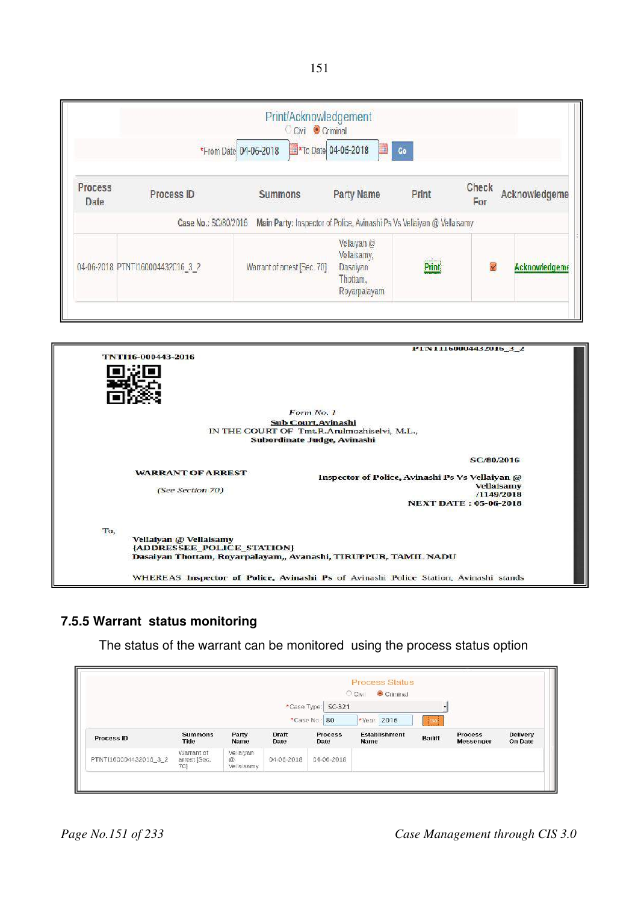Print/Acknowledgement

○ Civil ● Criminal

*From Date 04-06-2018 *To Date 04-06-2018 Go

| Process Date | Process ID | Summons | Party Name | Print | Check For | Acknowledgeme |
|---|---|---|---|---|---|---|
| Case No.: SC/80/2016 Main Party: Inspector of Police, Avinashi Ps Vs Vellaiyan @ Vellasamy | | | | | | |
| 04-06-2018 | PTNTI160004432016_3_2 | Warrant of arrest [Sec. 70] | Vellaiyan @ Vellaisamy, Dasaiyan Thottam, Royarpalayam | Print | ☑ | Acknowledgeme |

PTNTI160004432016_3_2

TNTI16-000443-2016

*Form No. 1*

Sub Court,Avinashi

IN THE COURT OF Tmt.R.Arulmozhiselvi, M.L.,

Subordinate Judge, Avinashi

SC/80/2016

**WARRANT OF ARREST**

*(See Section 70)*

Inspector of Police, Avinashi Ps Vs Vellaiyan @ Vellaisamy /1149/2018

NEXT DATE : 05-06-2018

To,

Vellaiyan @ Vellaisamy
[ADDRESSEE_POLICE_STATION]
Dasaiyan Thottam, Royarpalayam,, Avanashi, TIRUPPUR, TAMIL NADU

WHEREAS Inspector of Police, Avinashi Ps of Avinashi Police Station, Avinashi stands

### 7.5.5 Warrant status monitoring

The status of the warrant can be monitored using the process status option

Process Status

○ Civil ● Criminal

*Case Type: SC-321

*Case No.: 80 *Year: 2016 Go

| Process ID | Summons Title | Party Name | Draft Date | Process Date | Establishment Name | Bailiff | Process Messenger | Delivery On Date |
|---|---|---|---|---|---|---|---|---|
| PTNTI160004432016_3_2 | Warrant of arrest [Sec. 70] | Vellaiyan @ Vellaisamy | 04-06-2018 | 04-06-2018 | | | | |